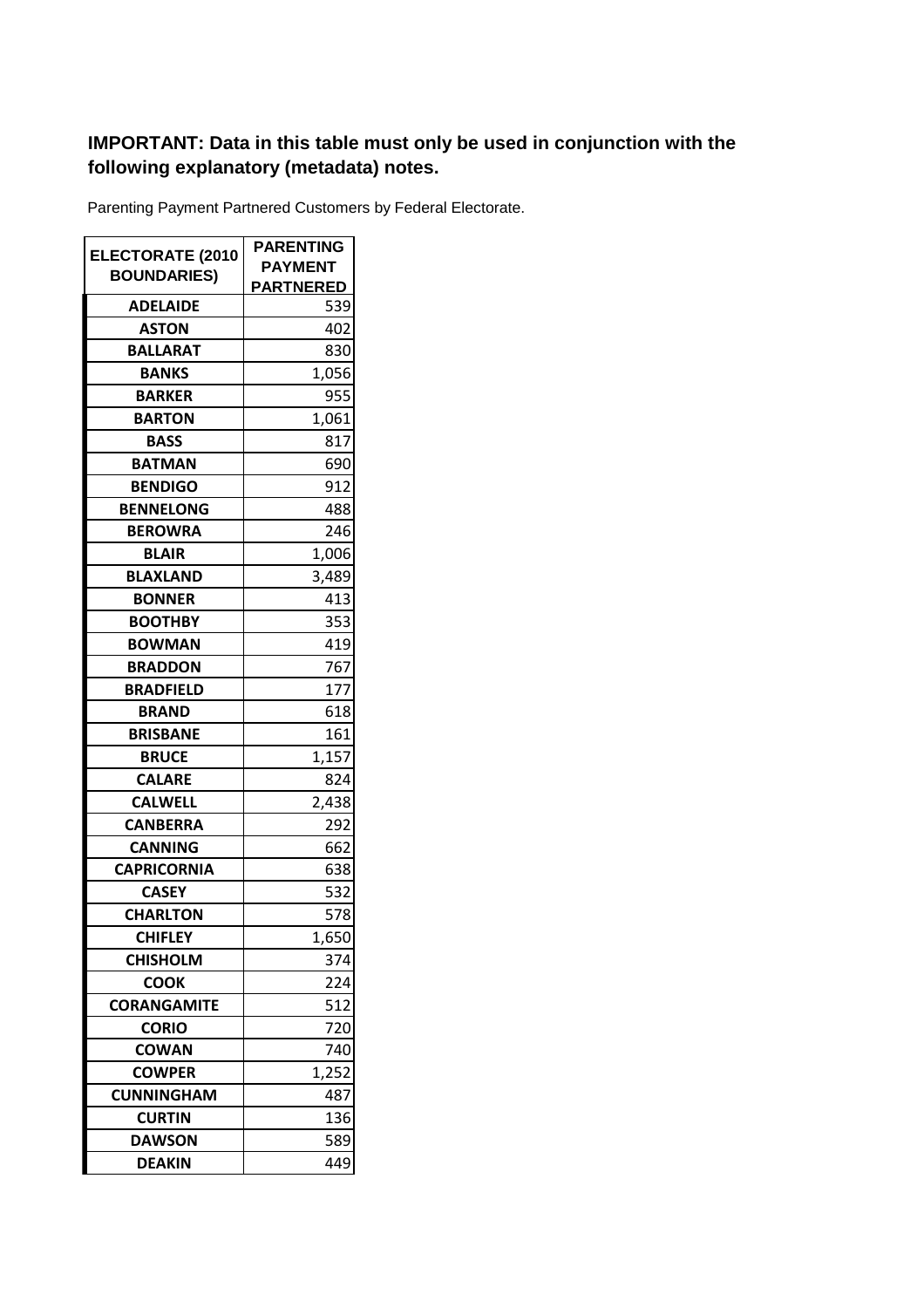**IMPORTANT: Data in this table must only be used in conjunction with the following explanatory (metadata) notes.**

Parenting Payment Partnered Customers by Federal Electorate.

| ELECTORATE (2010 BOUNDARIES) | PARENTING PAYMENT PARTNERED |
|---|---|
| ADELAIDE | 539 |
| ASTON | 402 |
| BALLARAT | 830 |
| BANKS | 1,056 |
| BARKER | 955 |
| BARTON | 1,061 |
| BASS | 817 |
| BATMAN | 690 |
| BENDIGO | 912 |
| BENNELONG | 488 |
| BEROWRA | 246 |
| BLAIR | 1,006 |
| BLAXLAND | 3,489 |
| BONNER | 413 |
| BOOTHBY | 353 |
| BOWMAN | 419 |
| BRADDON | 767 |
| BRADFIELD | 177 |
| BRAND | 618 |
| BRISBANE | 161 |
| BRUCE | 1,157 |
| CALARE | 824 |
| CALWELL | 2,438 |
| CANBERRA | 292 |
| CANNING | 662 |
| CAPRICORNIA | 638 |
| CASEY | 532 |
| CHARLTON | 578 |
| CHIFLEY | 1,650 |
| CHISHOLM | 374 |
| COOK | 224 |
| CORANGAMITE | 512 |
| CORIO | 720 |
| COWAN | 740 |
| COWPER | 1,252 |
| CUNNINGHAM | 487 |
| CURTIN | 136 |
| DAWSON | 589 |
| DEAKIN | 449 |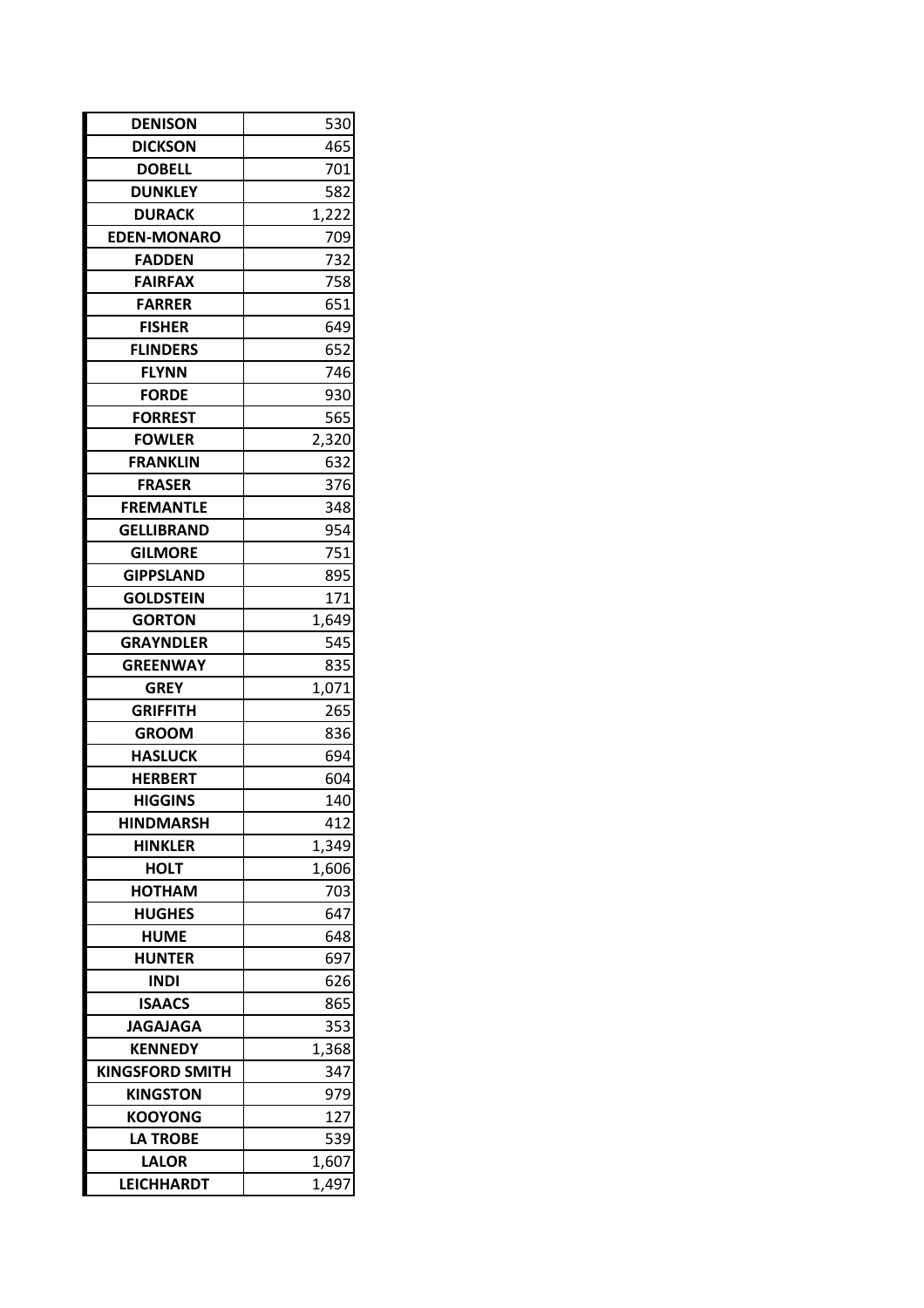| DENISON | 530 |
| --- | --- |
| DICKSON | 465 |
| DOBELL | 701 |
| DUNKLEY | 582 |
| DURACK | 1,222 |
| EDEN-MONARO | 709 |
| FADDEN | 732 |
| FAIRFAX | 758 |
| FARRER | 651 |
| FISHER | 649 |
| FLINDERS | 652 |
| FLYNN | 746 |
| FORDE | 930 |
| FORREST | 565 |
| FOWLER | 2,320 |
| FRANKLIN | 632 |
| FRASER | 376 |
| FREMANTLE | 348 |
| GELLIBRAND | 954 |
| GILMORE | 751 |
| GIPPSLAND | 895 |
| GOLDSTEIN | 171 |
| GORTON | 1,649 |
| GRAYNDLER | 545 |
| GREENWAY | 835 |
| GREY | 1,071 |
| GRIFFITH | 265 |
| GROOM | 836 |
| HASLUCK | 694 |
| HERBERT | 604 |
| HIGGINS | 140 |
| HINDMARSH | 412 |
| HINKLER | 1,349 |
| HOLT | 1,606 |
| HOTHAM | 703 |
| HUGHES | 647 |
| HUME | 648 |
| HUNTER | 697 |
| INDI | 626 |
| ISAACS | 865 |
| JAGAJAGA | 353 |
| KENNEDY | 1,368 |
| KINGSFORD SMITH | 347 |
| KINGSTON | 979 |
| KOOYONG | 127 |
| LA TROBE | 539 |
| LALOR | 1,607 |
| LEICHHARDT | 1,497 |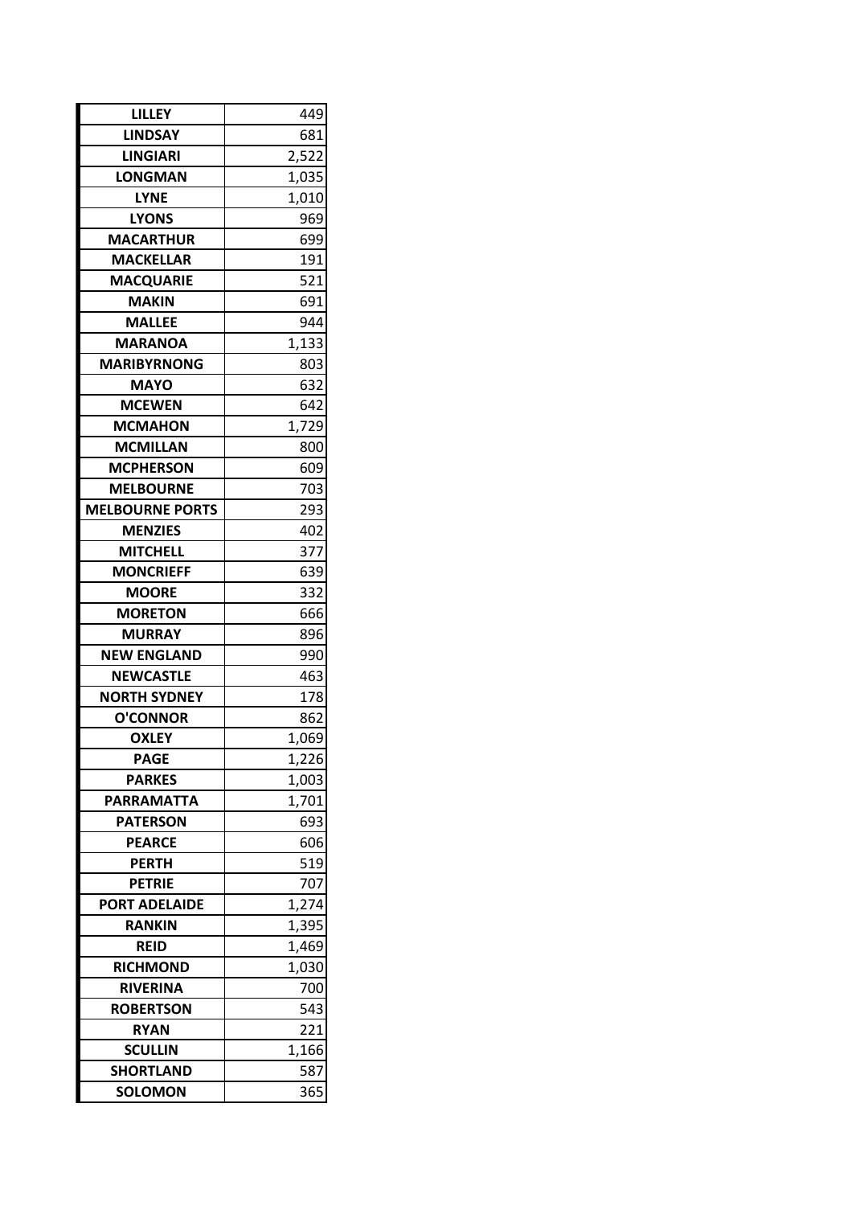| | |
|---|---|
| **LILLEY** | 449 |
| **LINDSAY** | 681 |
| **LINGIARI** | 2,522 |
| **LONGMAN** | 1,035 |
| **LYNE** | 1,010 |
| **LYONS** | 969 |
| **MACARTHUR** | 699 |
| **MACKELLAR** | 191 |
| **MACQUARIE** | 521 |
| **MAKIN** | 691 |
| **MALLEE** | 944 |
| **MARANOA** | 1,133 |
| **MARIBYRNONG** | 803 |
| **MAYO** | 632 |
| **MCEWEN** | 642 |
| **MCMAHON** | 1,729 |
| **MCMILLAN** | 800 |
| **MCPHERSON** | 609 |
| **MELBOURNE** | 703 |
| **MELBOURNE PORTS** | 293 |
| **MENZIES** | 402 |
| **MITCHELL** | 377 |
| **MONCRIEFF** | 639 |
| **MOORE** | 332 |
| **MORETON** | 666 |
| **MURRAY** | 896 |
| **NEW ENGLAND** | 990 |
| **NEWCASTLE** | 463 |
| **NORTH SYDNEY** | 178 |
| **O'CONNOR** | 862 |
| **OXLEY** | 1,069 |
| **PAGE** | 1,226 |
| **PARKES** | 1,003 |
| **PARRAMATTA** | 1,701 |
| **PATERSON** | 693 |
| **PEARCE** | 606 |
| **PERTH** | 519 |
| **PETRIE** | 707 |
| **PORT ADELAIDE** | 1,274 |
| **RANKIN** | 1,395 |
| **REID** | 1,469 |
| **RICHMOND** | 1,030 |
| **RIVERINA** | 700 |
| **ROBERTSON** | 543 |
| **RYAN** | 221 |
| **SCULLIN** | 1,166 |
| **SHORTLAND** | 587 |
| **SOLOMON** | 365 |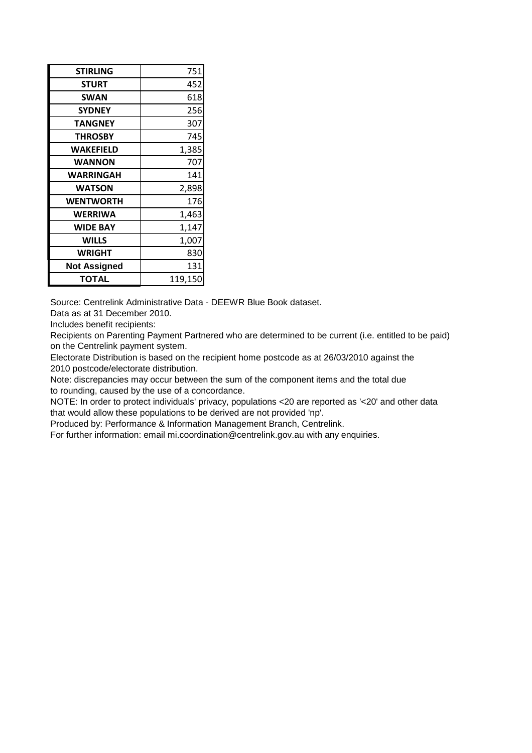| | |
|---|---|
| STIRLING | 751 |
| STURT | 452 |
| SWAN | 618 |
| SYDNEY | 256 |
| TANGNEY | 307 |
| THROSBY | 745 |
| WAKEFIELD | 1,385 |
| WANNON | 707 |
| WARRINGAH | 141 |
| WATSON | 2,898 |
| WENTWORTH | 176 |
| WERRIWA | 1,463 |
| WIDE BAY | 1,147 |
| WILLS | 1,007 |
| WRIGHT | 830 |
| Not Assigned | 131 |
| TOTAL | 119,150 |

Source: Centrelink Administrative Data - DEEWR Blue Book dataset.

Data as at 31 December 2010.

Includes benefit recipients:

Recipients on Parenting Payment Partnered who are determined to be current (i.e. entitled to be paid) on the Centrelink payment system.

Electorate Distribution is based on the recipient home postcode as at 26/03/2010 against the 2010 postcode/electorate distribution.

Note: discrepancies may occur between the sum of the component items and the total due to rounding, caused by the use of a concordance.

NOTE: In order to protect individuals' privacy, populations <20 are reported as '<20' and other data that would allow these populations to be derived are not provided 'np'.

Produced by: Performance & Information Management Branch, Centrelink.

For further information: email mi.coordination@centrelink.gov.au with any enquiries.